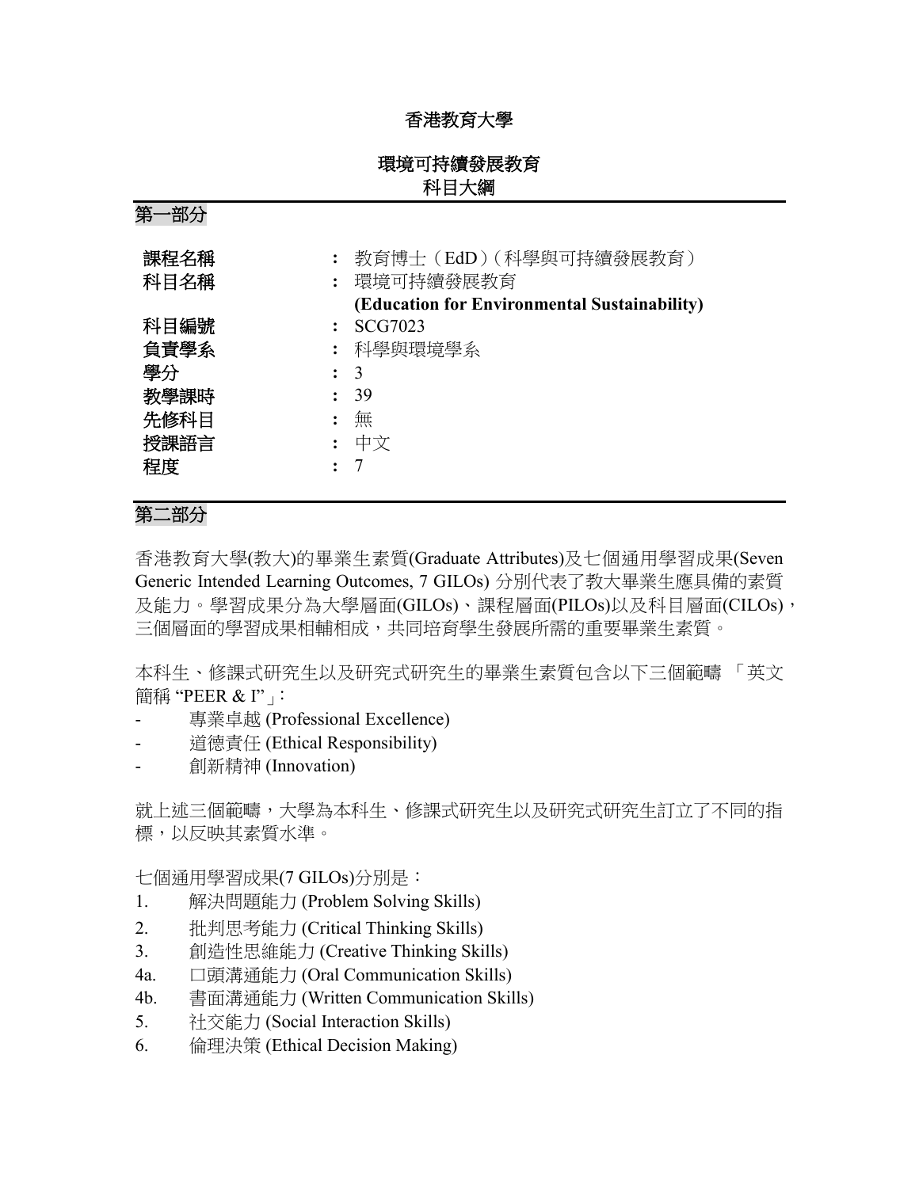# 香港教育大學

## 環境可持續發展教育
## 科目大綱

### 第一部分

| | | |
|---|---|---|
| 課程名稱 | : | 教育博士（EdD）（科學與可持續發展教育） |
| 科目名稱 | : | 環境可持續發展教育 **(Education for Environmental Sustainability)** |
| 科目編號 | : | SCG7023 |
| 負責學系 | : | 科學與環境學系 |
| 學分 | : | 3 |
| 教學課時 | : | 39 |
| 先修科目 | : | 無 |
| 授課語言 | : | 中文 |
| 程度 | : | 7 |

### 第二部分

香港教育大學(教大)的畢業生素質(Graduate Attributes)及七個通用學習成果(Seven Generic Intended Learning Outcomes, 7 GILOs) 分別代表了教大畢業生應具備的素質及能力。學習成果分為大學層面(GILOs)、課程層面(PILOs)以及科目層面(CILOs)，三個層面的學習成果相輔相成，共同培育學生發展所需的重要畢業生素質。

本科生、修課式研究生以及研究式研究生的畢業生素質包含以下三個範疇 「英文簡稱 "PEER & I"」：

- 專業卓越 (Professional Excellence)
- 道德責任 (Ethical Responsibility)
- 創新精神 (Innovation)

就上述三個範疇，大學為本科生、修課式研究生以及研究式研究生訂立了不同的指標，以反映其素質水準。

七個通用學習成果(7 GILOs)分別是：

1. 解決問題能力 (Problem Solving Skills)
2. 批判思考能力 (Critical Thinking Skills)
3. 創造性思維能力 (Creative Thinking Skills)
4a. 口頭溝通能力 (Oral Communication Skills)
4b. 書面溝通能力 (Written Communication Skills)
5. 社交能力 (Social Interaction Skills)
6. 倫理決策 (Ethical Decision Making)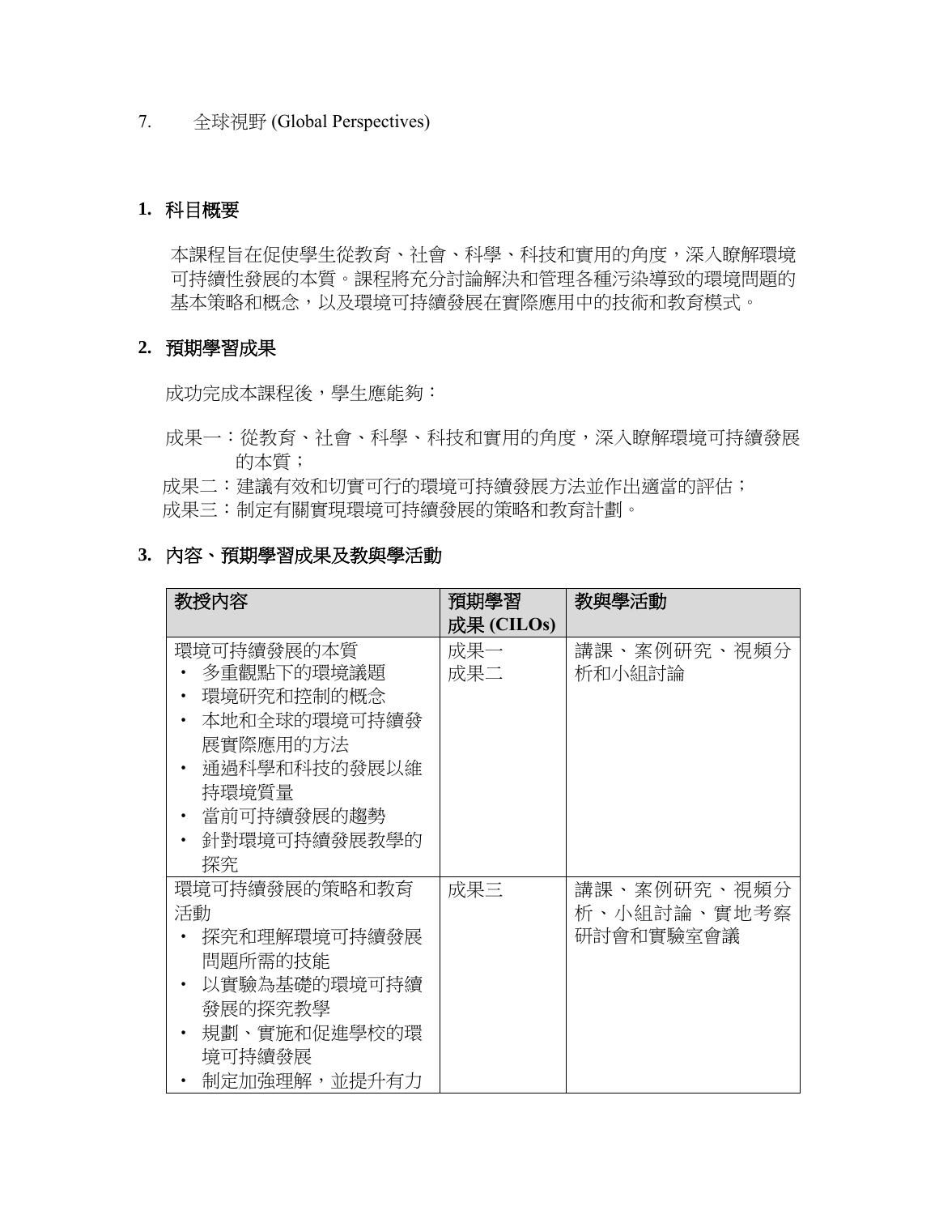7.　全球視野 (Global Perspectives)

## 1. 科目概要

本課程旨在促使學生從教育、社會、科學、科技和實用的角度，深入瞭解環境可持續性發展的本質。課程將充分討論解決和管理各種污染導致的環境問題的基本策略和概念，以及環境可持續發展在實際應用中的技術和教育模式。

## 2. 預期學習成果

成功完成本課程後，學生應能夠：

成果一：從教育、社會、科學、科技和實用的角度，深入瞭解環境可持續發展的本質；

成果二：建議有效和切實可行的環境可持續發展方法並作出適當的評估；

成果三：制定有關實現環境可持續發展的策略和教育計劃。

## 3. 內容、預期學習成果及教與學活動

| 教授內容 | 預期學習成果 (CILOs) | 教與學活動 |
| --- | --- | --- |
| 環境可持續發展的本質<br>• 多重觀點下的環境議題<br>• 環境研究和控制的概念<br>• 本地和全球的環境可持續發展實際應用的方法<br>• 通過科學和科技的發展以維持環境質量<br>• 當前可持續發展的趨勢<br>• 針對環境可持續發展教學的探究 | 成果一<br>成果二 | 講課、案例研究、視頻分析和小組討論 |
| 環境可持續發展的策略和教育活動<br>• 探究和理解環境可持續發展問題所需的技能<br>• 以實驗為基礎的環境可持續發展的探究教學<br>• 規劃、實施和促進學校的環境可持續發展<br>• 制定加強理解，並提升有力 | 成果三 | 講課、案例研究、視頻分析、小組討論、實地考察研討會和實驗室會議 |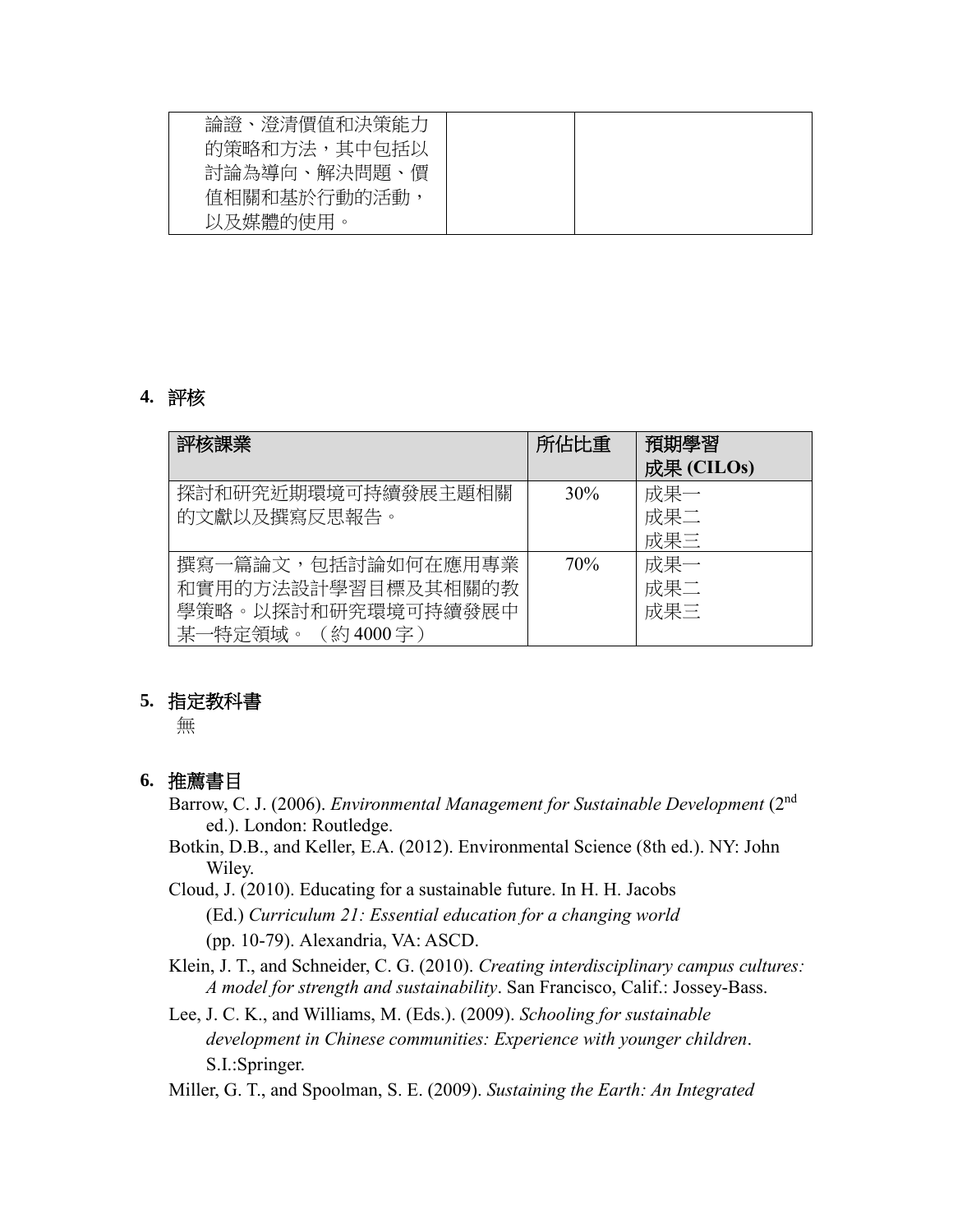| 論證、澄清價值和決策能力的策略和方法，其中包括以討論為導向、解決問題、價值相關和基於行動的活動，以及媒體的使用。 | | |
|---|---|---|

## 4. 評核

| 評核課業 | 所佔比重 | 預期學習成果 (CILOs) |
|---|---|---|
| 探討和研究近期環境可持續發展主題相關的文獻以及撰寫反思報告。 | 30% | 成果一<br>成果二<br>成果三 |
| 撰寫一篇論文，包括討論如何在應用專業和實用的方法設計學習目標及其相關的教學策略。以探討和研究環境可持續發展中某一特定領域。（約 4000 字） | 70% | 成果一<br>成果二<br>成果三 |

## 5. 指定教科書

無

## 6. 推薦書目

Barrow, C. J. (2006). *Environmental Management for Sustainable Development* (2nd ed.). London: Routledge.

Botkin, D.B., and Keller, E.A. (2012). Environmental Science (8th ed.). NY: John Wiley.

Cloud, J. (2010). Educating for a sustainable future. In H. H. Jacobs (Ed.) *Curriculum 21: Essential education for a changing world* (pp. 10-79). Alexandria, VA: ASCD.

Klein, J. T., and Schneider, C. G. (2010). *Creating interdisciplinary campus cultures: A model for strength and sustainability*. San Francisco, Calif.: Jossey-Bass.

Lee, J. C. K., and Williams, M. (Eds.). (2009). *Schooling for sustainable development in Chinese communities: Experience with younger children*. S.I.:Springer.

Miller, G. T., and Spoolman, S. E. (2009). *Sustaining the Earth: An Integrated*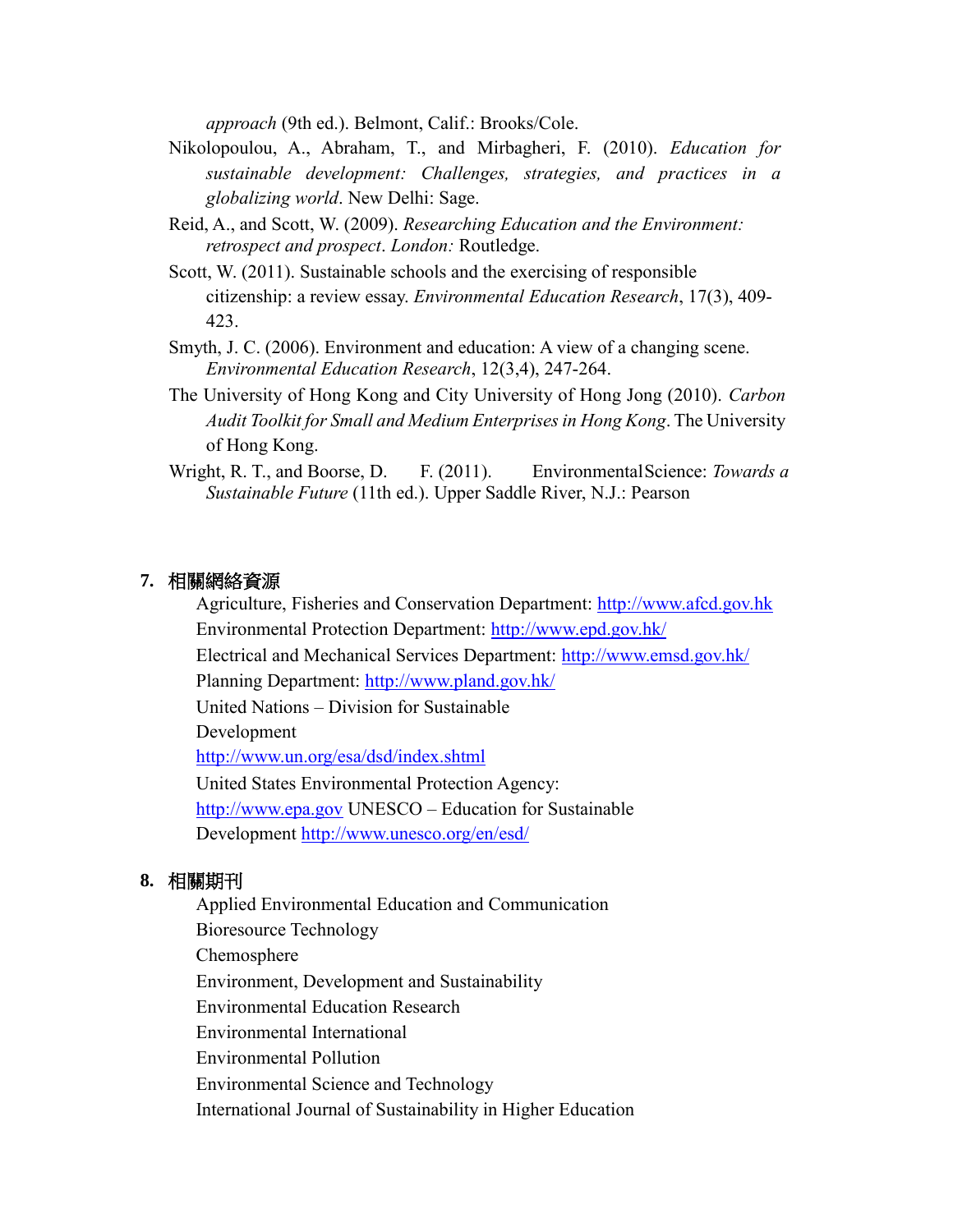*approach* (9th ed.). Belmont, Calif.: Brooks/Cole.

Nikolopoulou, A., Abraham, T., and Mirbagheri, F. (2010). *Education for sustainable development: Challenges, strategies, and practices in a globalizing world*. New Delhi: Sage.

Reid, A., and Scott, W. (2009). *Researching Education and the Environment: retrospect and prospect*. *London:* Routledge.

Scott, W. (2011). Sustainable schools and the exercising of responsible citizenship: a review essay. *Environmental Education Research*, 17(3), 409-423.

Smyth, J. C. (2006). Environment and education: A view of a changing scene. *Environmental Education Research*, 12(3,4), 247-264.

The University of Hong Kong and City University of Hong Jong (2010). *Carbon Audit Toolkit for Small and Medium Enterprises in Hong Kong*. The University of Hong Kong.

Wright, R. T., and Boorse, D. F. (2011). EnvironmentalScience: *Towards a Sustainable Future* (11th ed.). Upper Saddle River, N.J.: Pearson

## 7. 相關網絡資源

Agriculture, Fisheries and Conservation Department: http://www.afcd.gov.hk
Environmental Protection Department: http://www.epd.gov.hk/
Electrical and Mechanical Services Department: http://www.emsd.gov.hk/
Planning Department: http://www.pland.gov.hk/
United Nations – Division for Sustainable Development
http://www.un.org/esa/dsd/index.shtml
United States Environmental Protection Agency:
http://www.epa.gov UNESCO – Education for Sustainable Development http://www.unesco.org/en/esd/

## 8. 相關期刊

Applied Environmental Education and Communication
Bioresource Technology
Chemosphere
Environment, Development and Sustainability
Environmental Education Research
Environmental International
Environmental Pollution
Environmental Science and Technology
International Journal of Sustainability in Higher Education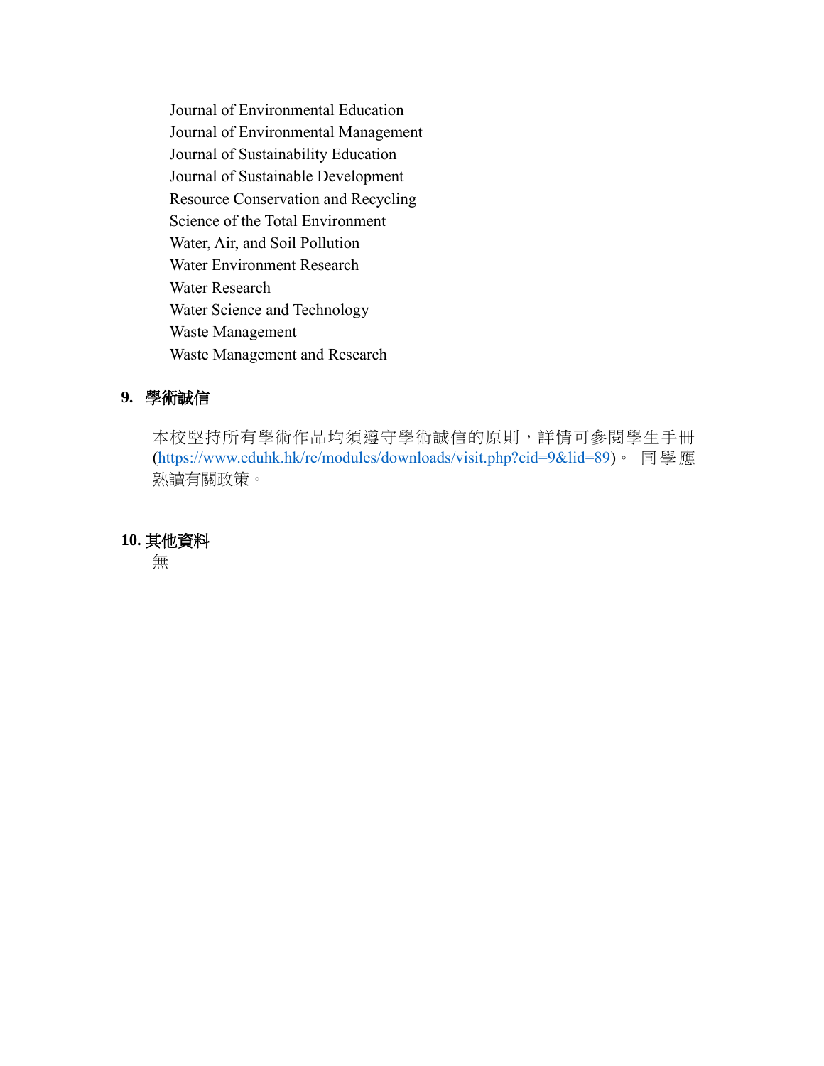Journal of Environmental Education
Journal of Environmental Management
Journal of Sustainability Education
Journal of Sustainable Development
Resource Conservation and Recycling
Science of the Total Environment
Water, Air, and Soil Pollution
Water Environment Research
Water Research
Water Science and Technology
Waste Management
Waste Management and Research

## 9. 學術誠信

本校堅持所有學術作品均須遵守學術誠信的原則，詳情可參閱學生手冊 (https://www.eduhk.hk/re/modules/downloads/visit.php?cid=9&lid=89)。 同學應熟讀有關政策。

## 10. 其他資料

無